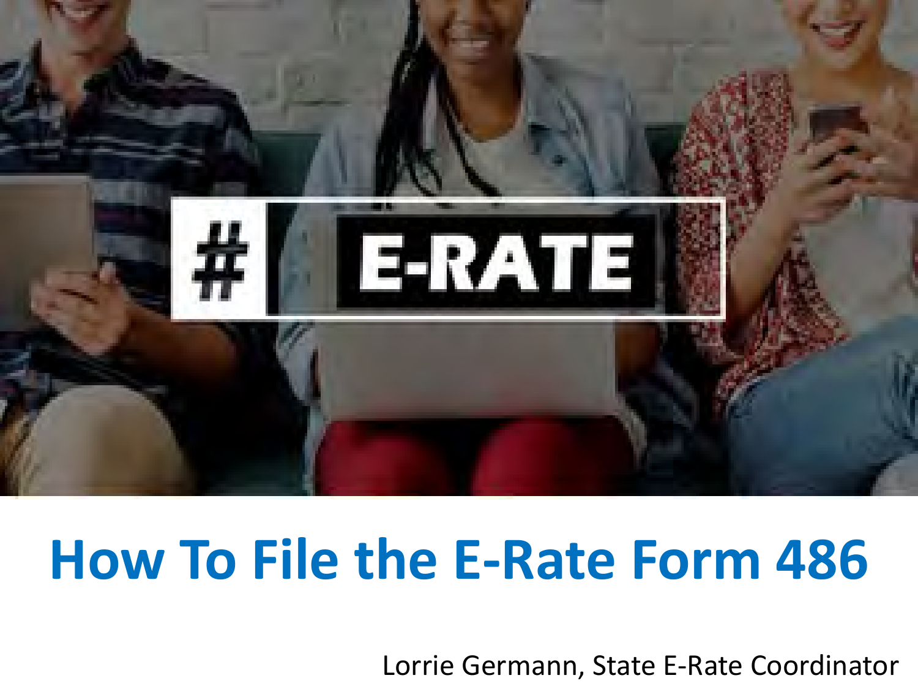# E-RATE

# How To File the E-Rate Form 486

Lorrie Germann, State E-Rate Coordinator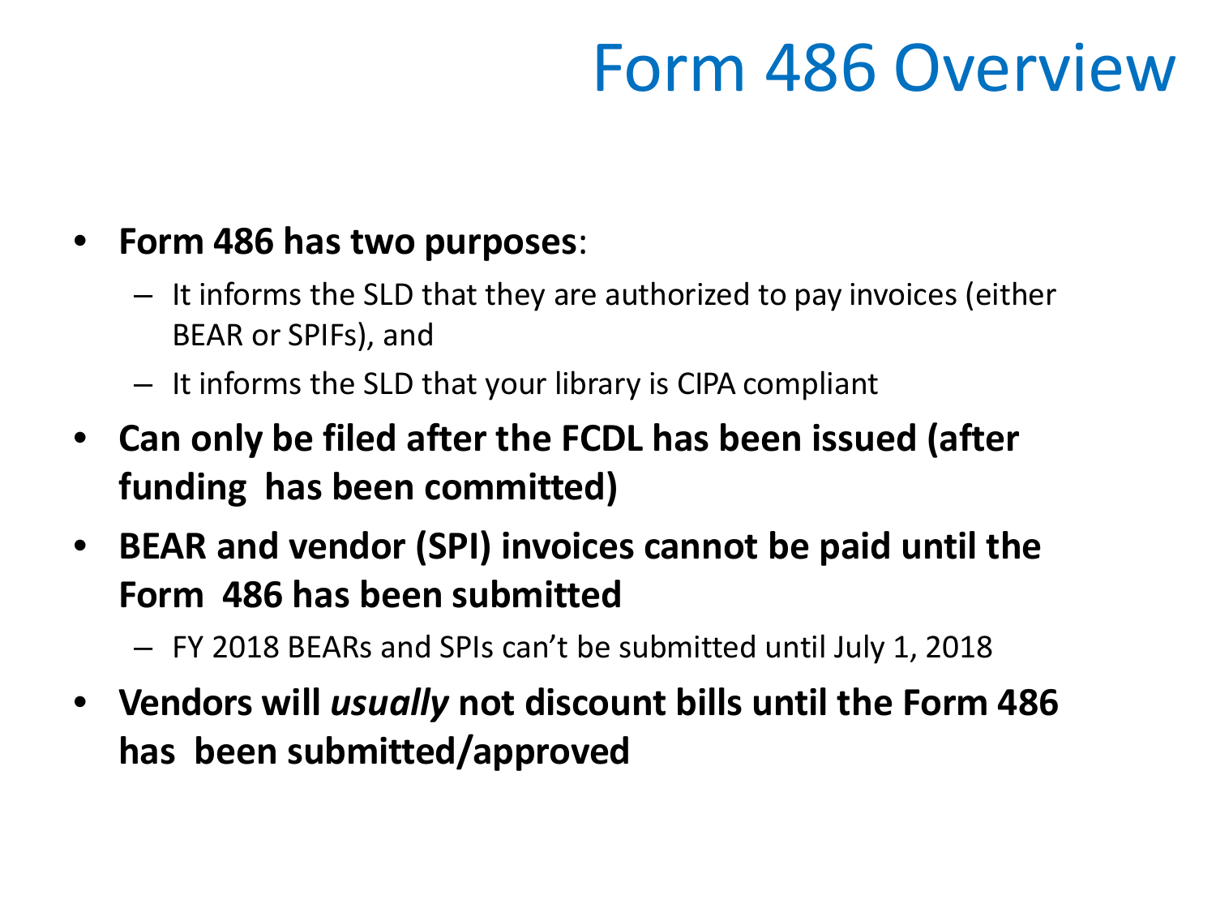# Form 486 Overview

- **Form 486 has two purposes**:
  - It informs the SLD that they are authorized to pay invoices (either BEAR or SPIFs), and
  - It informs the SLD that your library is CIPA compliant
- **Can only be filed after the FCDL has been issued (after funding has been committed)**
- **BEAR and vendor (SPI) invoices cannot be paid until the Form 486 has been submitted**
  - FY 2018 BEARs and SPIs can't be submitted until July 1, 2018
- **Vendors will *usually* not discount bills until the Form 486 has been submitted/approved**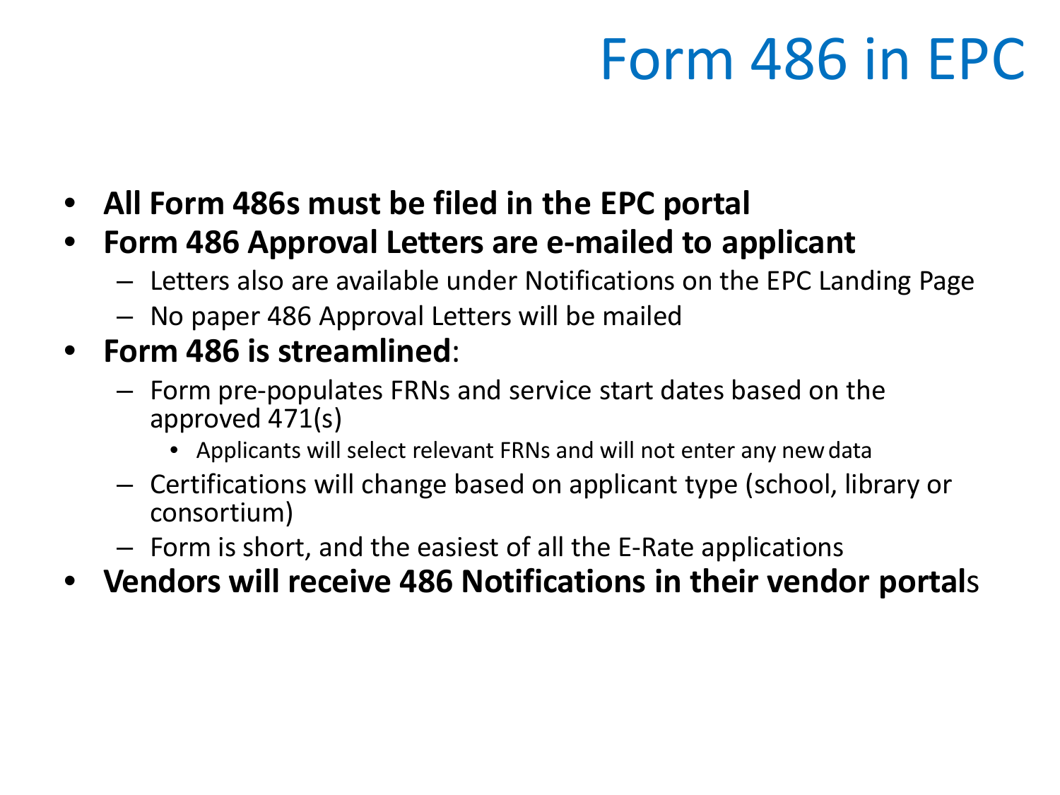# Form 486 in EPC

- **All Form 486s must be filed in the EPC portal**
- **Form 486 Approval Letters are e-mailed to applicant**
  - Letters also are available under Notifications on the EPC Landing Page
  - No paper 486 Approval Letters will be mailed
- **Form 486 is streamlined**:
  - Form pre-populates FRNs and service start dates based on the approved 471(s)
    - Applicants will select relevant FRNs and will not enter any new data
  - Certifications will change based on applicant type (school, library or consortium)
  - Form is short, and the easiest of all the E-Rate applications
- **Vendors will receive 486 Notifications in their vendor portal**s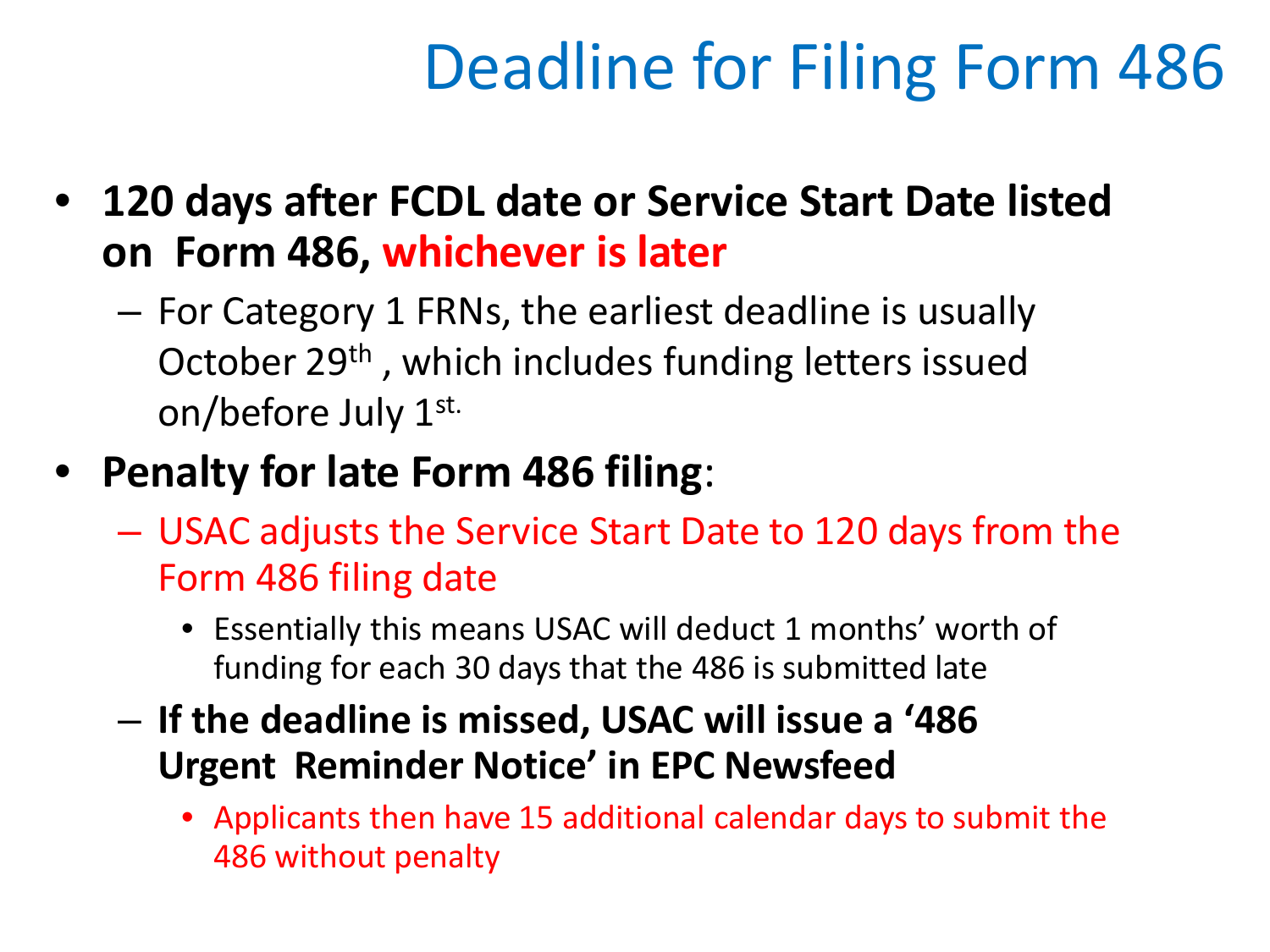# Deadline for Filing Form 486

- **120 days after FCDL date or Service Start Date listed on Form 486, whichever is later**
  - For Category 1 FRNs, the earliest deadline is usually October 29th, which includes funding letters issued on/before July 1st.
- **Penalty for late Form 486 filing**:
  - USAC adjusts the Service Start Date to 120 days from the Form 486 filing date
    - Essentially this means USAC will deduct 1 months' worth of funding for each 30 days that the 486 is submitted late
  - **If the deadline is missed, USAC will issue a '486 Urgent Reminder Notice' in EPC Newsfeed**
    - Applicants then have 15 additional calendar days to submit the 486 without penalty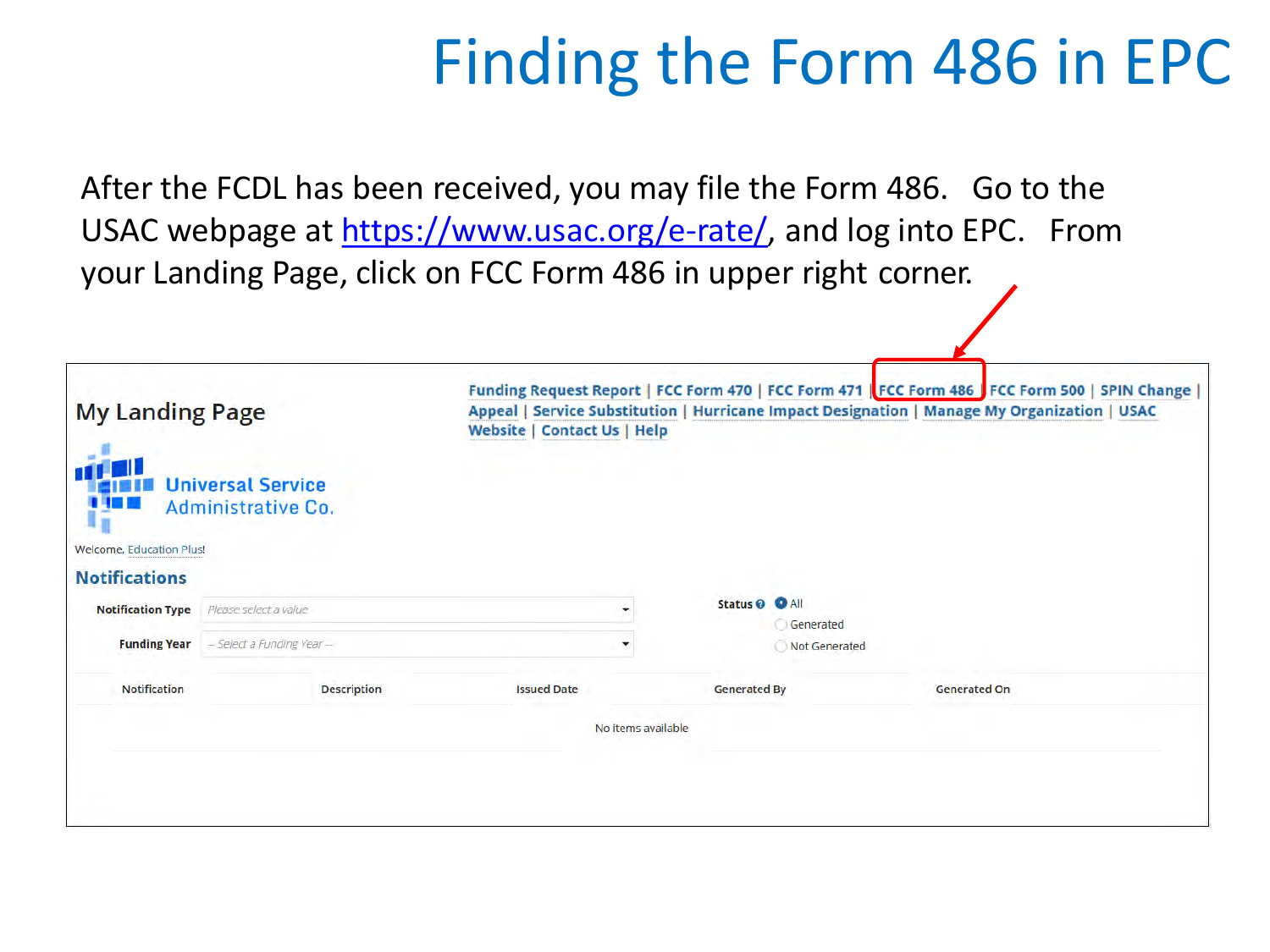# Finding the Form 486 in EPC

After the FCDL has been received, you may file the Form 486. Go to the USAC webpage at https://www.usac.org/e-rate/, and log into EPC. From your Landing Page, click on FCC Form 486 in upper right corner.

My Landing Page

Funding Request Report | FCC Form 470 | FCC Form 471 | FCC Form 486 | FCC Form 500 | SPIN Change | Appeal | Service Substitution | Hurricane Impact Designation | Manage My Organization | USAC Website | Contact Us | Help

Universal Service Administrative Co.

Welcome, Education Plus!

**Notifications**

Notification Type: Please select a value

Funding Year: -- Select a Funding Year --

Status: All / Generated / Not Generated

| Notification | Description | Issued Date | Generated By | Generated On |
| --- | --- | --- | --- | --- |
| No items available | | | | |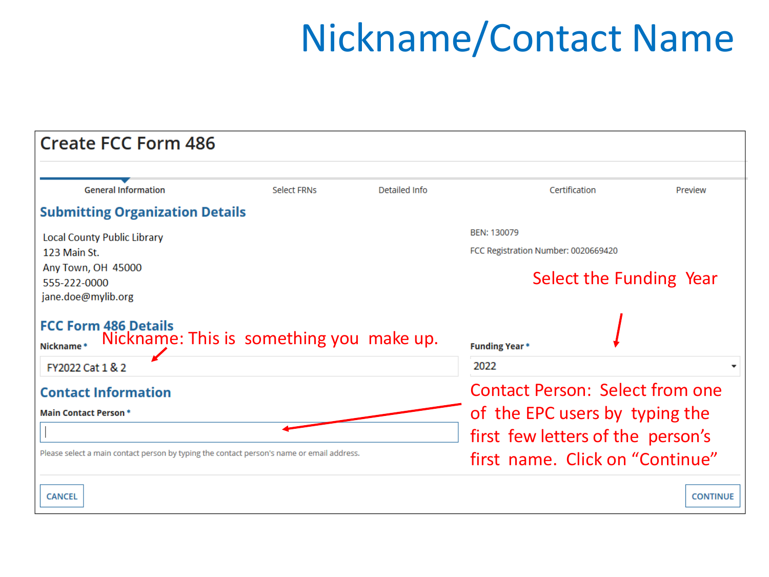# Nickname/Contact Name

## Create FCC Form 486

General Information | Select FRNs | Detailed Info | Certification | Preview

### Submitting Organization Details

Local County Public Library
123 Main St.
Any Town, OH 45000
555-222-0000
jane.doe@mylib.org

BEN: 130079

FCC Registration Number: 0020669420

Select the Funding Year

### FCC Form 486 Details

**Nickname ***

Nickname: This is something you make up.

FY2022 Cat 1 & 2

**Funding Year ***

2022

### Contact Information

**Main Contact Person ***

Please select a main contact person by typing the contact person's name or email address.

Contact Person: Select from one of the EPC users by typing the first few letters of the person's first name. Click on "Continue"

CANCEL

CONTINUE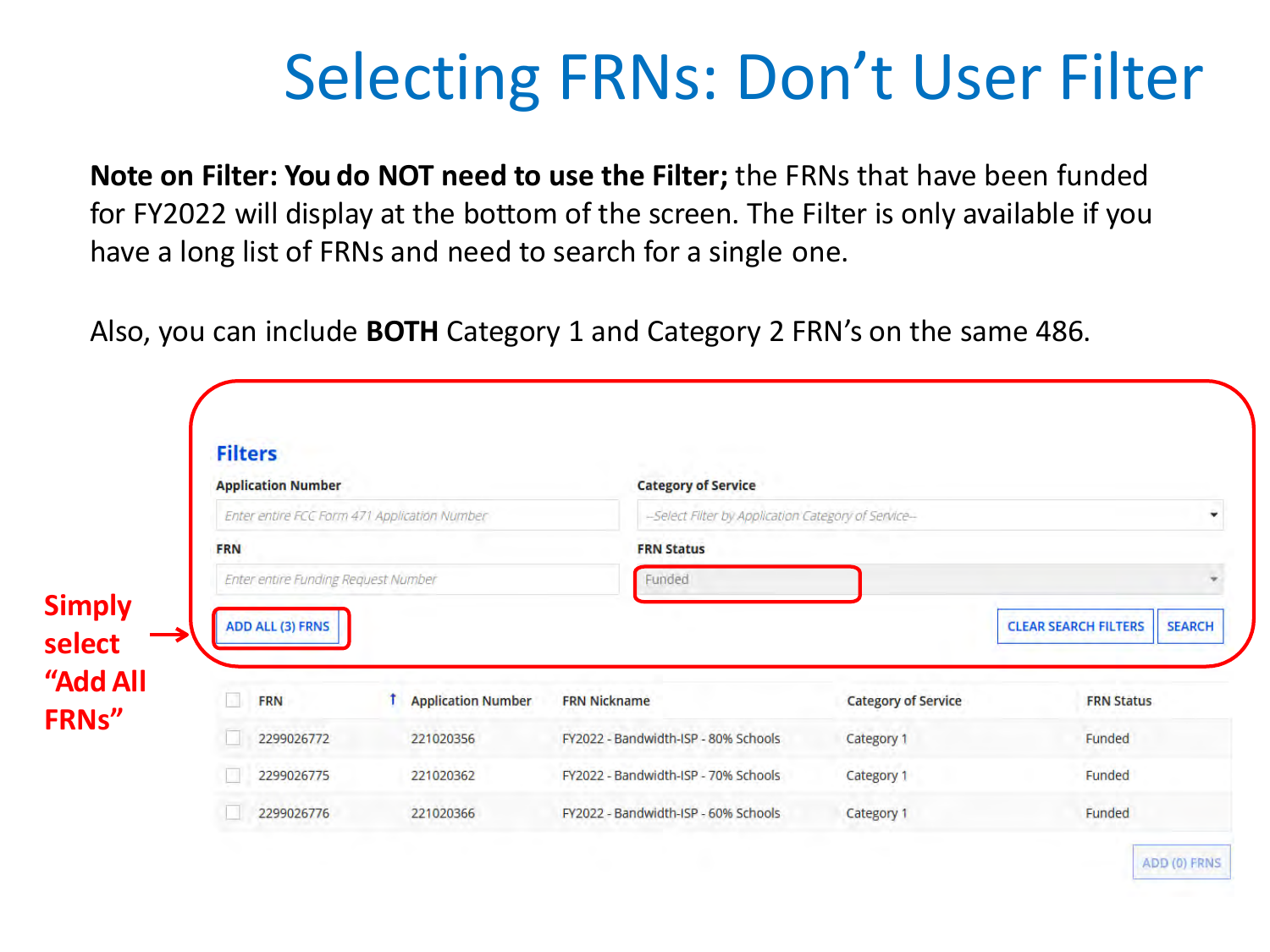# Selecting FRNs: Don't User Filter

**Note on Filter: You do NOT need to use the Filter;** the FRNs that have been funded for FY2022 will display at the bottom of the screen. The Filter is only available if you have a long list of FRNs and need to search for a single one.

Also, you can include **BOTH** Category 1 and Category 2 FRN's on the same 486.

**Filters**

**Application Number**: Enter entire FCC Form 471 Application Number

**Category of Service**: --Select Filter by Application Category of Service--

**FRN**: Enter entire Funding Request Number

**FRN Status**: Funded

ADD ALL (3) FRNS | CLEAR SEARCH FILTERS | SEARCH

**Simply select "Add All FRNs"**

| FRN | Application Number | FRN Nickname | Category of Service | FRN Status |
|---|---|---|---|---|
| 2299026772 | 221020356 | FY2022 - Bandwidth-ISP - 80% Schools | Category 1 | Funded |
| 2299026775 | 221020362 | FY2022 - Bandwidth-ISP - 70% Schools | Category 1 | Funded |
| 2299026776 | 221020366 | FY2022 - Bandwidth-ISP - 60% Schools | Category 1 | Funded |

ADD (0) FRNS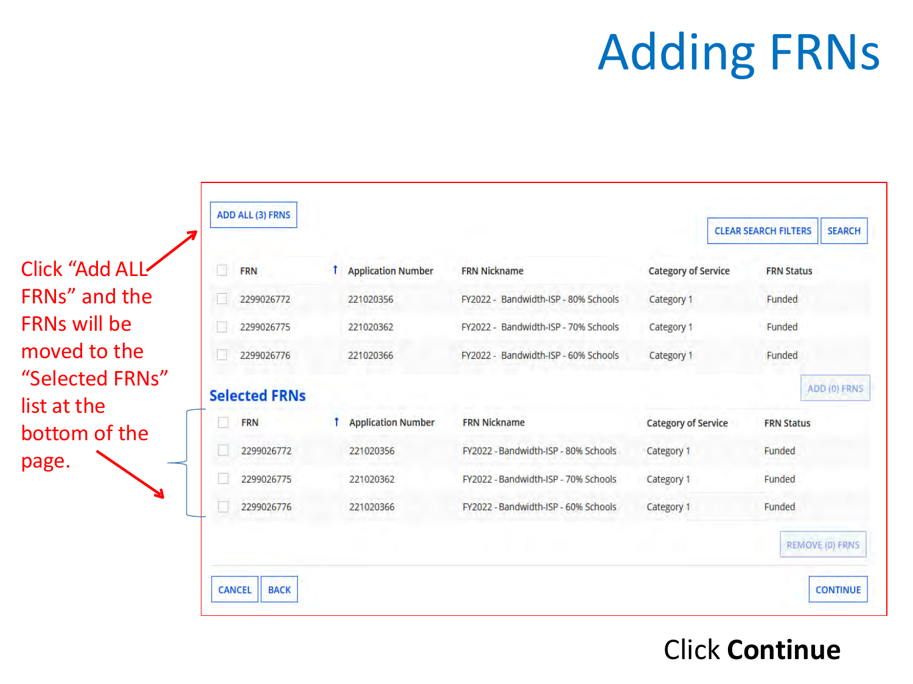# Adding FRNs

Click "Add ALL FRNs" and the FRNs will be moved to the "Selected FRNs" list at the bottom of the page.

ADD ALL (3) FRNS

CLEAR SEARCH FILTERS | SEARCH

| FRN | Application Number | FRN Nickname | Category of Service | FRN Status |
|---|---|---|---|---|
| 2299026772 | 221020356 | FY2022 - Bandwidth-ISP - 80% Schools | Category 1 | Funded |
| 2299026775 | 221020362 | FY2022 - Bandwidth-ISP - 70% Schools | Category 1 | Funded |
| 2299026776 | 221020366 | FY2022 - Bandwidth-ISP - 60% Schools | Category 1 | Funded |

ADD (0) FRNS

## Selected FRNs

| FRN | Application Number | FRN Nickname | Category of Service | FRN Status |
|---|---|---|---|---|
| 2299026772 | 221020356 | FY2022 - Bandwidth-ISP - 80% Schools | Category 1 | Funded |
| 2299026775 | 221020362 | FY2022 - Bandwidth-ISP - 70% Schools | Category 1 | Funded |
| 2299026776 | 221020366 | FY2022 - Bandwidth-ISP - 60% Schools | Category 1 | Funded |

REMOVE (0) FRNS

CANCEL | BACK | CONTINUE

Click **Continue**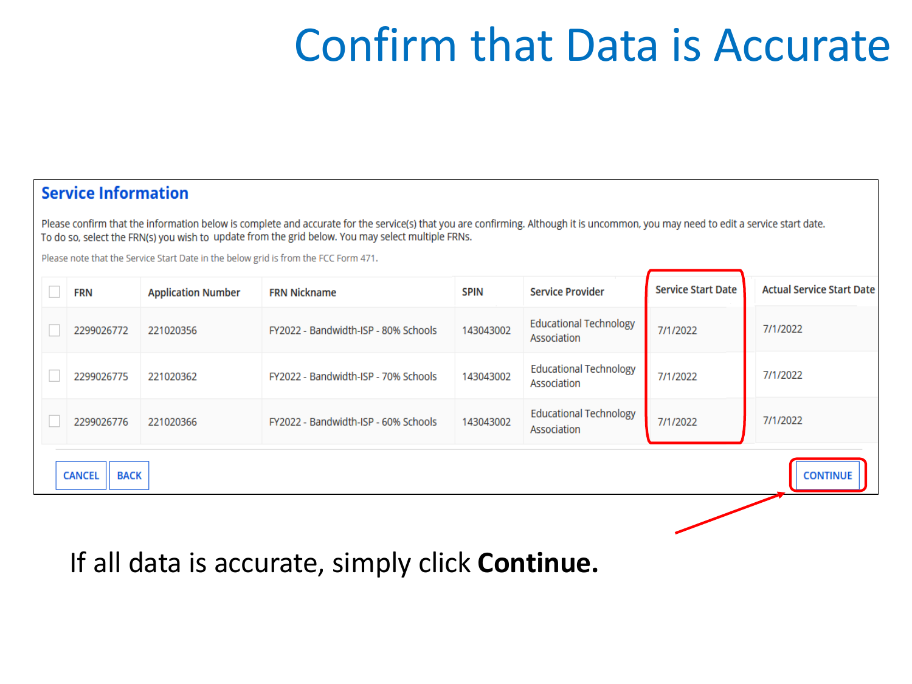# Confirm that Data is Accurate

## Service Information

Please confirm that the information below is complete and accurate for the service(s) that you are confirming. Although it is uncommon, you may need to edit a service start date. To do so, select the FRN(s) you wish to update from the grid below. You may select multiple FRNs.

Please note that the Service Start Date in the below grid is from the FCC Form 471.

| ☐ | FRN | Application Number | FRN Nickname | SPIN | Service Provider | Service Start Date | Actual Service Start Date |
|---|---|---|---|---|---|---|---|
| ☐ | 2299026772 | 221020356 | FY2022 - Bandwidth-ISP - 80% Schools | 143043002 | Educational Technology Association | 7/1/2022 | 7/1/2022 |
| ☐ | 2299026775 | 221020362 | FY2022 - Bandwidth-ISP - 70% Schools | 143043002 | Educational Technology Association | 7/1/2022 | 7/1/2022 |
| ☐ | 2299026776 | 221020366 | FY2022 - Bandwidth-ISP - 60% Schools | 143043002 | Educational Technology Association | 7/1/2022 | 7/1/2022 |

CANCEL BACK CONTINUE

If all data is accurate, simply click **Continue.**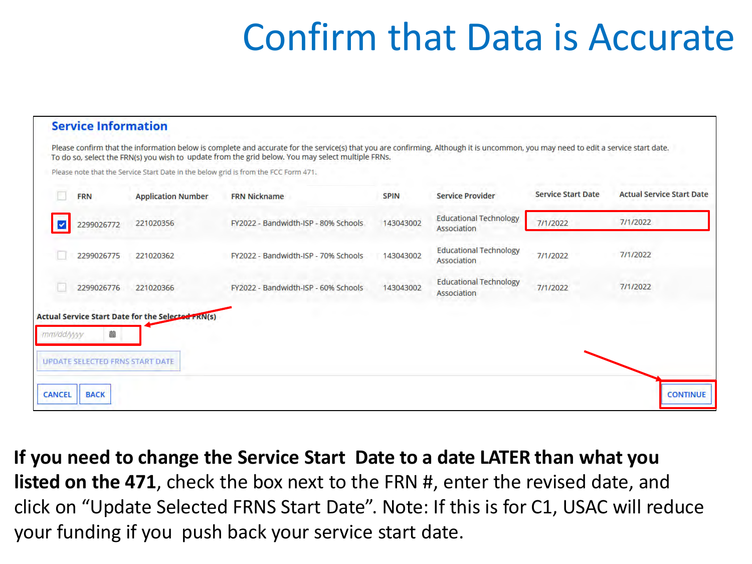# Confirm that Data is Accurate

## Service Information

Please confirm that the information below is complete and accurate for the service(s) that you are confirming. Although it is uncommon, you may need to edit a service start date. To do so, select the FRN(s) you wish to update from the grid below. You may select multiple FRNs.

Please note that the Service Start Date in the below grid is from the FCC Form 471.

| ☐ | FRN | Application Number | FRN Nickname | SPIN | Service Provider | Service Start Date | Actual Service Start Date |
|---|---|---|---|---|---|---|---|
| ☑ | 2299026772 | 221020356 | FY2022 - Bandwidth-ISP - 80% Schools | 143043002 | Educational Technology Association | 7/1/2022 | 7/1/2022 |
| ☐ | 2299026775 | 221020362 | FY2022 - Bandwidth-ISP - 70% Schools | 143043002 | Educational Technology Association | 7/1/2022 | 7/1/2022 |
| ☐ | 2299026776 | 221020366 | FY2022 - Bandwidth-ISP - 60% Schools | 143043002 | Educational Technology Association | 7/1/2022 | 7/1/2022 |

**Actual Service Start Date for the Selected FRN(s)**

mm/dd/yyyy

UPDATE SELECTED FRNS START DATE

CANCEL | BACK | CONTINUE

**If you need to change the Service Start Date to a date LATER than what you listed on the 471**, check the box next to the FRN #, enter the revised date, and click on "Update Selected FRNS Start Date". Note: If this is for C1, USAC will reduce your funding if you push back your service start date.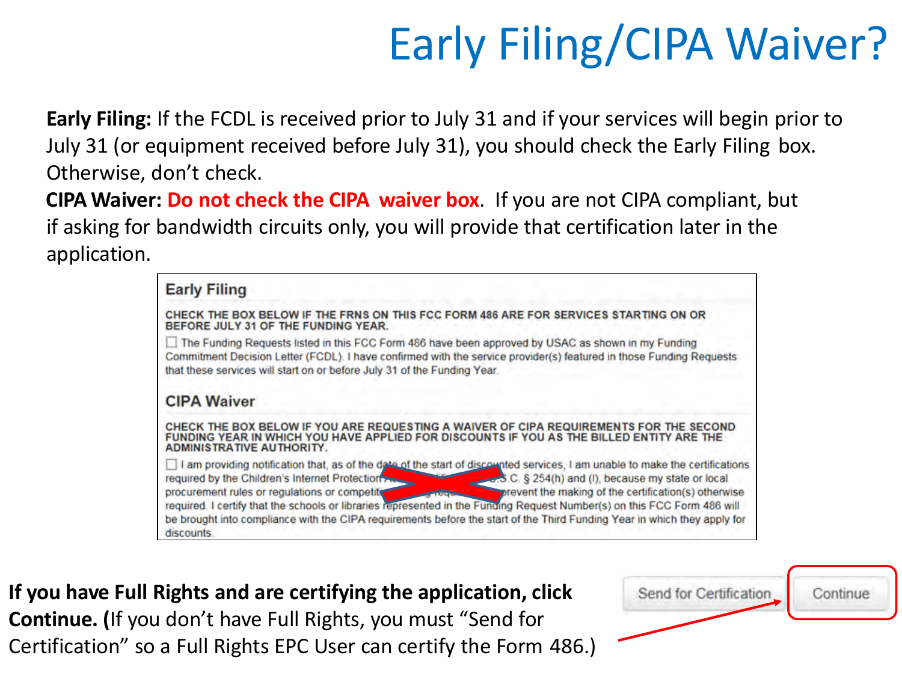# Early Filing/CIPA Waiver?

**Early Filing:** If the FCDL is received prior to July 31 and if your services will begin prior to July 31 (or equipment received before July 31), you should check the Early Filing box. Otherwise, don't check.

**CIPA Waiver: Do not check the CIPA waiver box**. If you are not CIPA compliant, but if asking for bandwidth circuits only, you will provide that certification later in the application.

## Early Filing

CHECK THE BOX BELOW IF THE FRNS ON THIS FCC FORM 486 ARE FOR SERVICES STARTING ON OR BEFORE JULY 31 OF THE FUNDING YEAR.

☐ The Funding Requests listed in this FCC Form 486 have been approved by USAC as shown in my Funding Commitment Decision Letter (FCDL). I have confirmed with the service provider(s) featured in those Funding Requests that these services will start on or before July 31 of the Funding Year.

## CIPA Waiver

CHECK THE BOX BELOW IF YOU ARE REQUESTING A WAIVER OF CIPA REQUIREMENTS FOR THE SECOND FUNDING YEAR IN WHICH YOU HAVE APPLIED FOR DISCOUNTS IF YOU AS THE BILLED ENTITY ARE THE ADMINISTRATIVE AUTHORITY.

☐ I am providing notification that, as of the date of the start of discounted services, I am unable to make the certifications required by the Children's Internet Protection Act ... S.C. § 254(h) and (l), because my state or local procurement rules or regulations or competiti... prevent the making of the certification(s) otherwise required. I certify that the schools or libraries represented in the Funding Request Number(s) on this FCC Form 486 will be brought into compliance with the CIPA requirements before the start of the Third Funding Year in which they apply for discounts.

**If you have Full Rights and are certifying the application, click Continue.** (If you don't have Full Rights, you must "Send for Certification" so a Full Rights EPC User can certify the Form 486.)

Send for Certification | Continue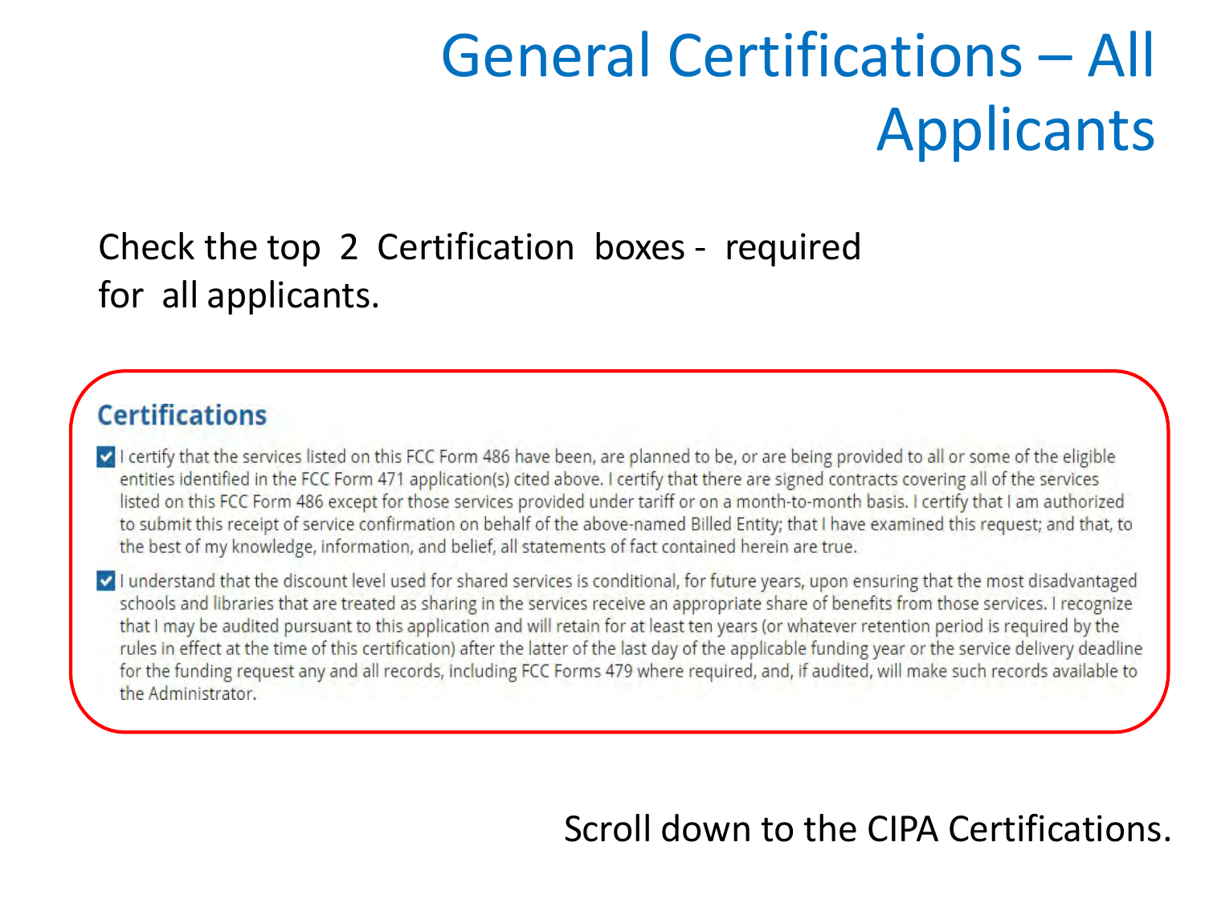# General Certifications – All Applicants

Check the top 2 Certification boxes - required for all applicants.

## Certifications

- [x] I certify that the services listed on this FCC Form 486 have been, are planned to be, or are being provided to all or some of the eligible entities identified in the FCC Form 471 application(s) cited above. I certify that there are signed contracts covering all of the services listed on this FCC Form 486 except for those services provided under tariff or on a month-to-month basis. I certify that I am authorized to submit this receipt of service confirmation on behalf of the above-named Billed Entity; that I have examined this request; and that, to the best of my knowledge, information, and belief, all statements of fact contained herein are true.
- [x] I understand that the discount level used for shared services is conditional, for future years, upon ensuring that the most disadvantaged schools and libraries that are treated as sharing in the services receive an appropriate share of benefits from those services. I recognize that I may be audited pursuant to this application and will retain for at least ten years (or whatever retention period is required by the rules in effect at the time of this certification) after the latter of the last day of the applicable funding year or the service delivery deadline for the funding request any and all records, including FCC Forms 479 where required, and, if audited, will make such records available to the Administrator.

Scroll down to the CIPA Certifications.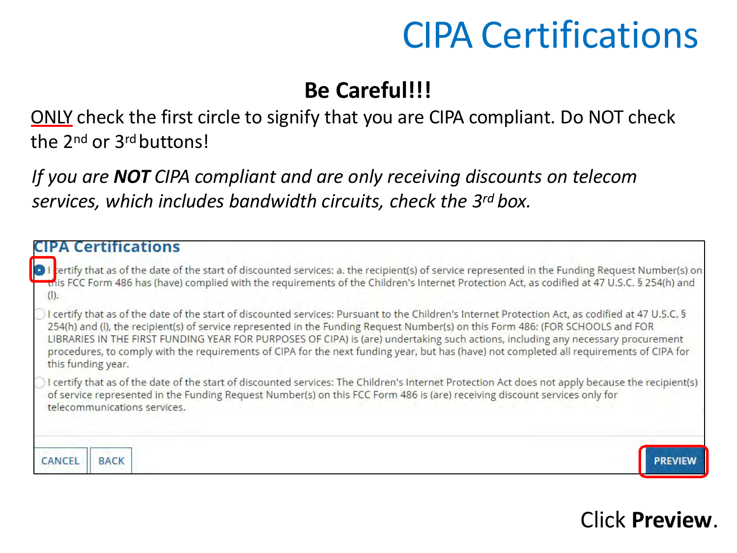# CIPA Certifications

**Be Careful!!!**

ONLY check the first circle to signify that you are CIPA compliant. Do NOT check the 2nd or 3rd buttons!

*If you are **NOT** CIPA compliant and are only receiving discounts on telecom services, which includes bandwidth circuits, check the 3rd box.*

## CIPA Certifications

- (●) I certify that as of the date of the start of discounted services: a. the recipient(s) of service represented in the Funding Request Number(s) on this FCC Form 486 has (have) complied with the requirements of the Children's Internet Protection Act, as codified at 47 U.S.C. § 254(h) and (l).
- ( ) I certify that as of the date of the start of discounted services: Pursuant to the Children's Internet Protection Act, as codified at 47 U.S.C. § 254(h) and (l), the recipient(s) of service represented in the Funding Request Number(s) on this Form 486: (FOR SCHOOLS and FOR LIBRARIES IN THE FIRST FUNDING YEAR FOR PURPOSES OF CIPA) is (are) undertaking such actions, including any necessary procurement procedures, to comply with the requirements of CIPA for the next funding year, but has (have) not completed all requirements of CIPA for this funding year.
- ( ) I certify that as of the date of the start of discounted services: The Children's Internet Protection Act does not apply because the recipient(s) of service represented in the Funding Request Number(s) on this FCC Form 486 is (are) receiving discount services only for telecommunications services.

CANCEL | BACK | PREVIEW

Click **Preview**.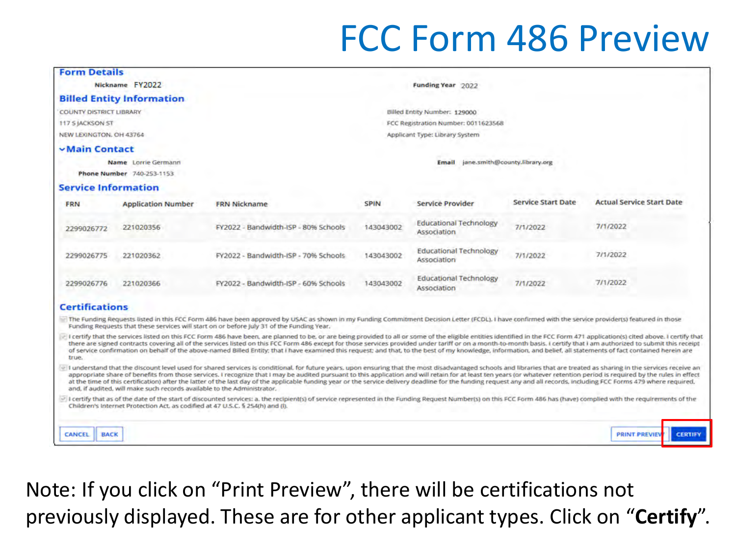# FCC Form 486 Preview

## Form Details

**Nickname** FY2022

**Funding Year** 2022

## Billed Entity Information

COUNTY DISTRICT LIBRARY
117 S JACKSON ST
NEW LEXINGTON, OH 43764

Billed Entity Number: 129000
FCC Registration Number: 0011623568
Applicant Type: Library System

## Main Contact

**Name** Lorrie Germann

**Phone Number** 740-253-1153

**Email** jane.smith@county.library.org

## Service Information

| FRN | Application Number | FRN Nickname | SPIN | Service Provider | Service Start Date | Actual Service Start Date |
|---|---|---|---|---|---|---|
| 2299026772 | 221020356 | FY2022 - Bandwidth-ISP - 80% Schools | 143043002 | Educational Technology Association | 7/1/2022 | 7/1/2022 |
| 2299026775 | 221020362 | FY2022 - Bandwidth-ISP - 70% Schools | 143043002 | Educational Technology Association | 7/1/2022 | 7/1/2022 |
| 2299026776 | 221020366 | FY2022 - Bandwidth-ISP - 60% Schools | 143043002 | Educational Technology Association | 7/1/2022 | 7/1/2022 |

## Certifications

- The Funding Requests listed in this FCC Form 486 have been approved by USAC as shown in my Funding Commitment Decision Letter (FCDL). I have confirmed with the service provider(s) featured in those Funding Requests that these services will start on or before July 31 of the Funding Year.
- I certify that the services listed on this FCC Form 486 have been, are planned to be, or are being provided to all or some of the eligible entities identified in the FCC Form 471 application(s) cited above. I certify that there are signed contracts covering all of the services listed on this FCC Form 486 except for those services provided under tariff or on a month-to-month basis. I certify that I am authorized to submit this receipt of service confirmation on behalf of the above-named Billed Entity; that I have examined this request; and that, to the best of my knowledge, information, and belief, all statements of fact contained herein are true.
- I understand that the discount level used for shared services is conditional, for future years, upon ensuring that the most disadvantaged schools and libraries that are treated as sharing in the services receive an appropriate share of benefits from those services. I recognize that I may be audited pursuant to this application and will retain for at least ten years (or whatever retention period is required by the rules in effect at the time of this certification) after the latter of the last day of the applicable funding year or the service delivery deadline for the funding request any and all records, including FCC Forms 479 where required, and, if audited, will make such records available to the Administrator.
- I certify that as of the date of the start of discounted services: a. the recipient(s) of service represented in the Funding Request Number(s) on this FCC Form 486 has (have) complied with the requirements of the Children's Internet Protection Act, as codified at 47 U.S.C. § 254(h) and (l).

CANCEL | BACK | PRINT PREVIEW | CERTIFY

Note: If you click on "Print Preview", there will be certifications not previously displayed. These are for other applicant types. Click on "**Certify**".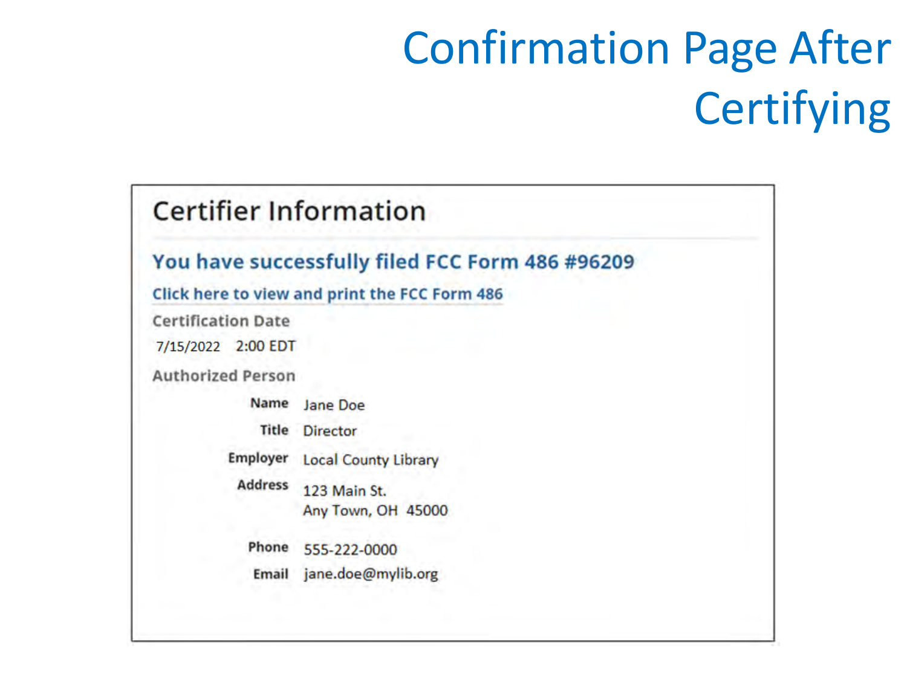# Confirmation Page After Certifying

## Certifier Information

**You have successfully filed FCC Form 486 #96209**

Click here to view and print the FCC Form 486

**Certification Date**

7/15/2022 2:00 EDT

**Authorized Person**

| | |
|---|---|
| **Name** | Jane Doe |
| **Title** | Director |
| **Employer** | Local County Library |
| **Address** | 123 Main St.<br>Any Town, OH 45000 |
| **Phone** | 555-222-0000 |
| **Email** | jane.doe@mylib.org |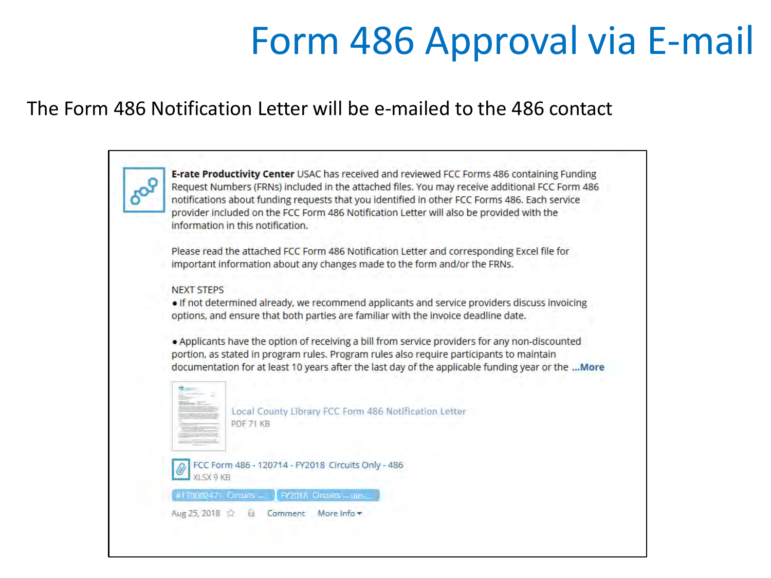# Form 486 Approval via E-mail

The Form 486 Notification Letter will be e-mailed to the 486 contact

**E-rate Productivity Center** USAC has received and reviewed FCC Forms 486 containing Funding Request Numbers (FRNs) included in the attached files. You may receive additional FCC Form 486 notifications about funding requests that you identified in other FCC Forms 486. Each service provider included on the FCC Form 486 Notification Letter will also be provided with the information in this notification.

Please read the attached FCC Form 486 Notification Letter and corresponding Excel file for important information about any changes made to the form and/or the FRNs.

NEXT STEPS

- If not determined already, we recommend applicants and service providers discuss invoicing options, and ensure that both parties are familiar with the invoice deadline date.

- Applicants have the option of receiving a bill from service providers for any non-discounted portion, as stated in program rules. Program rules also require participants to maintain documentation for at least 10 years after the last day of the applicable funding year or the **...More**

Local County Library FCC Form 486 Notification Letter
PDF 71 KB

FCC Form 486 - 120714 - FY2018 Circuits Only - 486
XLSX 9 KB

#17000247 - Circuits ... FY2018 Circuits ... uits ...

Aug 25, 2018 Comment More Info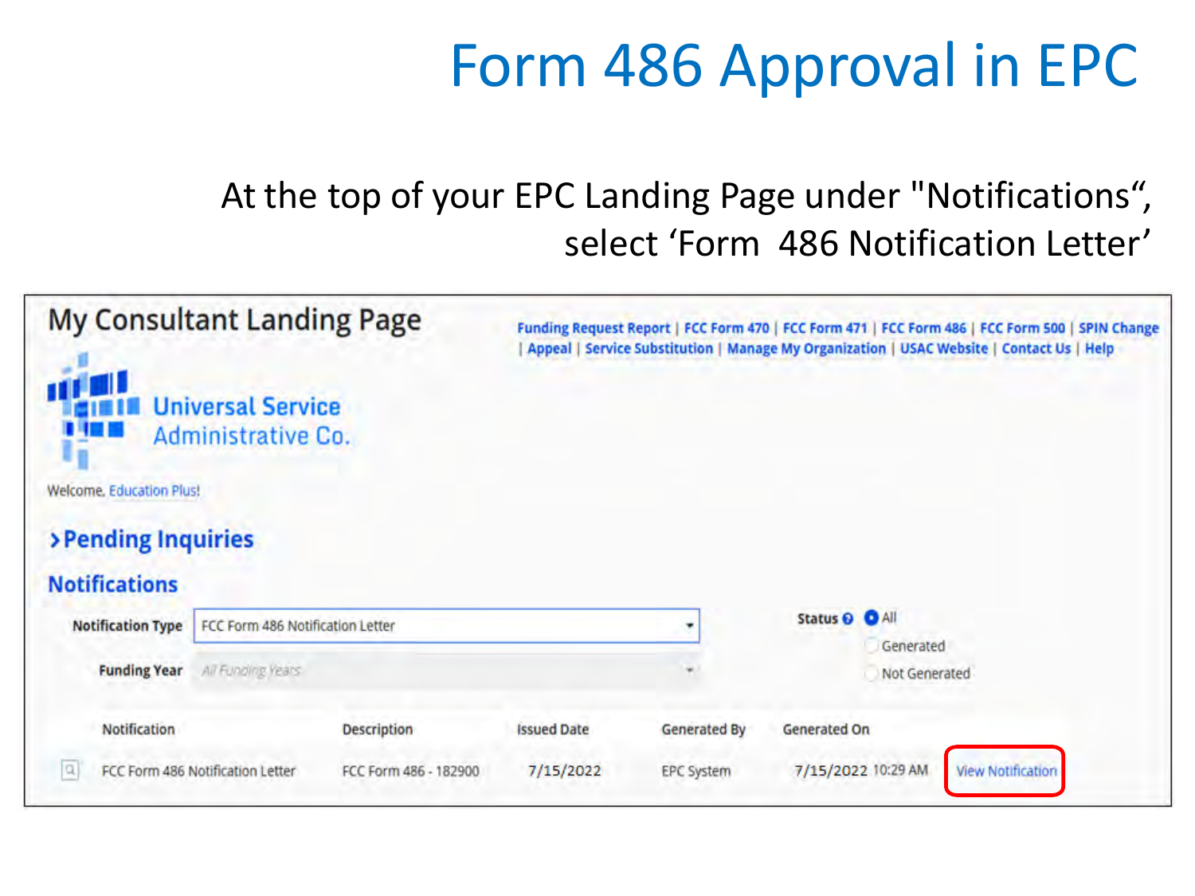# Form 486 Approval in EPC

At the top of your EPC Landing Page under "Notifications", select 'Form 486 Notification Letter'

## My Consultant Landing Page

Funding Request Report | FCC Form 470 | FCC Form 471 | FCC Form 486 | FCC Form 500 | SPIN Change | Appeal | Service Substitution | Manage My Organization | USAC Website | Contact Us | Help

Universal Service Administrative Co.

Welcome, Education Plus!

### › Pending Inquiries

### Notifications

**Notification Type** FCC Form 486 Notification Letter

**Funding Year** All Funding Years

**Status** ● All ○ Generated ○ Not Generated

| Notification | Description | Issued Date | Generated By | Generated On | |
|---|---|---|---|---|---|
| FCC Form 486 Notification Letter | FCC Form 486 - 182900 | 7/15/2022 | EPC System | 7/15/2022 10:29 AM | View Notification |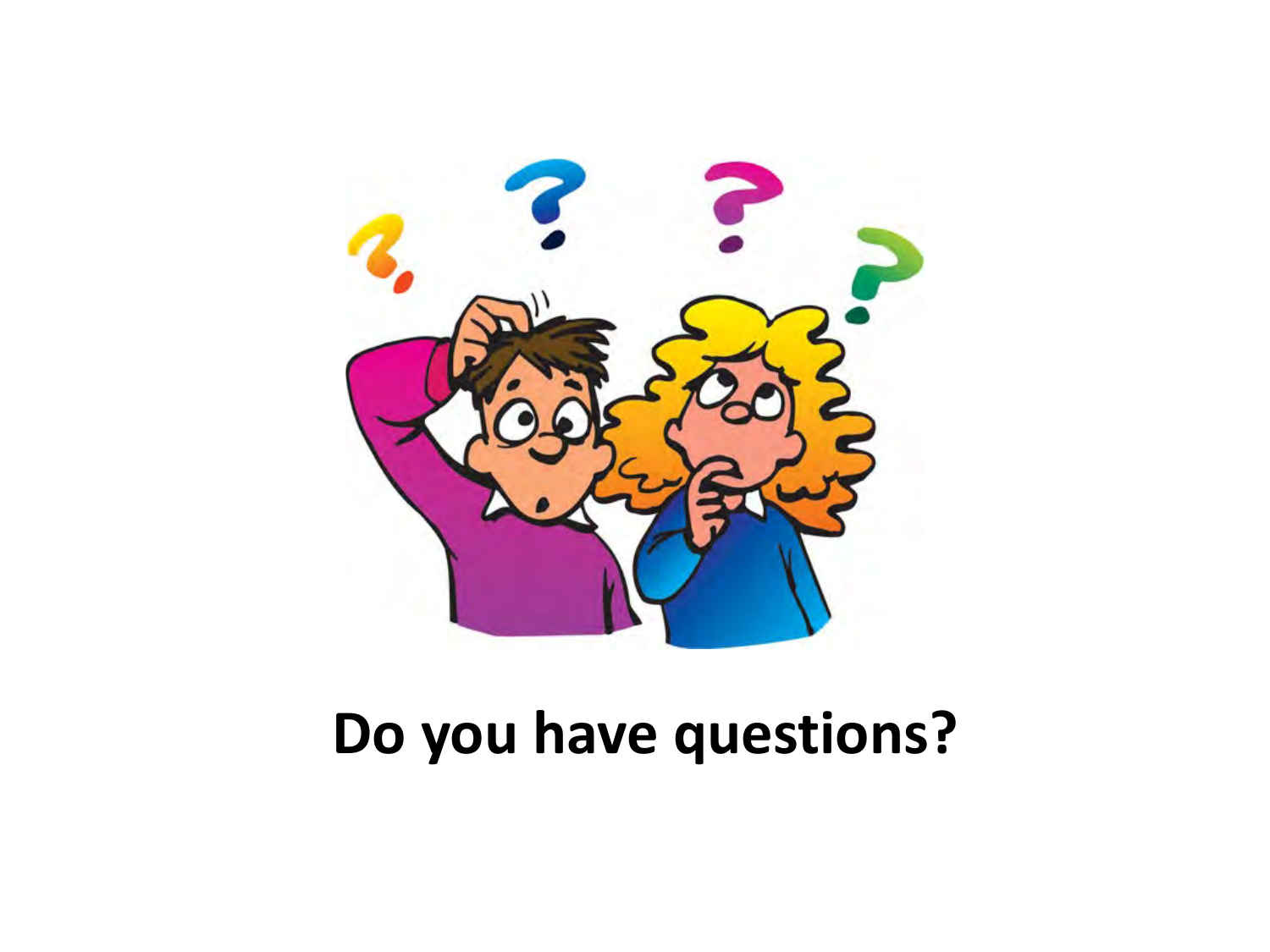**Do you have questions?**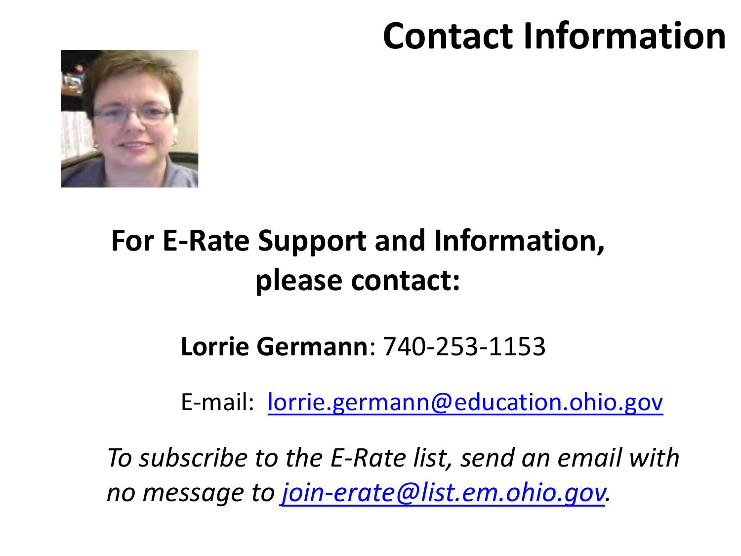# Contact Information

**For E-Rate Support and Information, please contact:**

**Lorrie Germann**: 740-253-1153

E-mail: [lorrie.germann@education.ohio.gov](mailto:lorrie.germann@education.ohio.gov)

*To subscribe to the E-Rate list, send an email with no message to [join-erate@list.em.ohio.gov](mailto:join-erate@list.em.ohio.gov).*